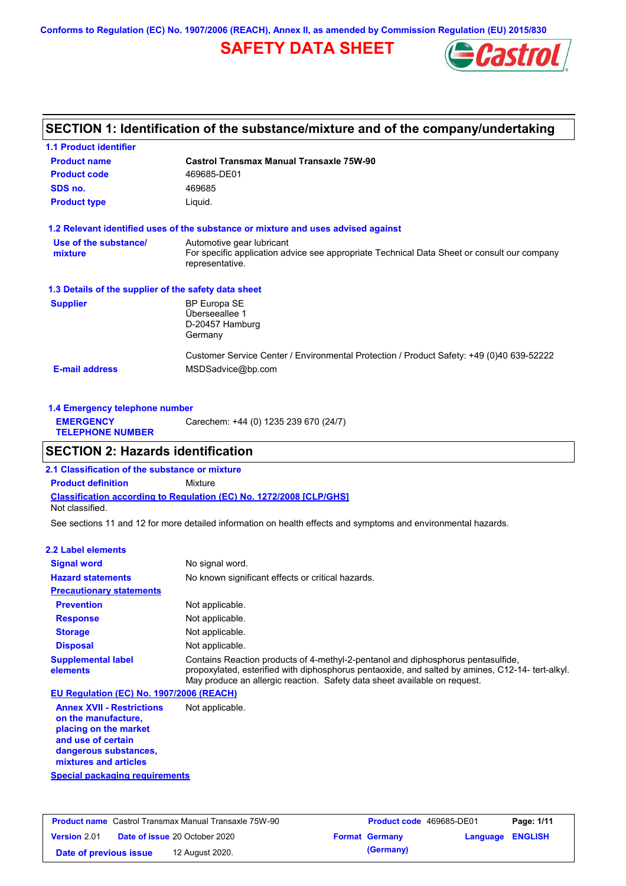Conforms to Regulation (EC) No. 1907/2006 (REACH), Annex II, as amended by Commission Regulation (EU) 2015/830

# SAFETY DATA SHEET

## SECTION 1: Identification of the substance/mixture and of the company/undertaking

### 1.1 Product identifier

| | |
|---|---|
| **Product name** | **Castrol Transmax Manual Transaxle 75W-90** |
| **Product code** | 469685-DE01 |
| **SDS no.** | 469685 |
| **Product type** | Liquid. |

### 1.2 Relevant identified uses of the substance or mixture and uses advised against

| | |
|---|---|
| **Use of the substance/ mixture** | Automotive gear lubricant<br>For specific application advice see appropriate Technical Data Sheet or consult our company representative. |

### 1.3 Details of the supplier of the safety data sheet

| | |
|---|---|
| **Supplier** | BP Europa SE<br>Überseeallee 1<br>D-20457 Hamburg<br>Germany<br><br>Customer Service Center / Environmental Protection / Product Safety: +49 (0)40 639-52222 |
| **E-mail address** | MSDSadvice@bp.com |

### 1.4 Emergency telephone number

| | |
|---|---|
| **EMERGENCY TELEPHONE NUMBER** | Carechem: +44 (0) 1235 239 670 (24/7) |

## SECTION 2: Hazards identification

### 2.1 Classification of the substance or mixture

**Product definition** Mixture

**Classification according to Regulation (EC) No. 1272/2008 [CLP/GHS]**

Not classified.

See sections 11 and 12 for more detailed information on health effects and symptoms and environmental hazards.

### 2.2 Label elements

| | |
|---|---|
| **Signal word** | No signal word. |
| **Hazard statements** | No known significant effects or critical hazards. |
| **Precautionary statements** | |
| **Prevention** | Not applicable. |
| **Response** | Not applicable. |
| **Storage** | Not applicable. |
| **Disposal** | Not applicable. |
| **Supplemental label elements** | Contains Reaction products of 4-methyl-2-pentanol and diphosphorus pentasulfide, propoxylated, esterified with diphosphorus pentaoxide, and salted by amines, C12-14- tert-alkyl. May produce an allergic reaction. Safety data sheet available on request. |

**EU Regulation (EC) No. 1907/2006 (REACH)**

| | |
|---|---|
| **Annex XVII - Restrictions on the manufacture, placing on the market and use of certain dangerous substances, mixtures and articles** | Not applicable. |

**Special packaging requirements**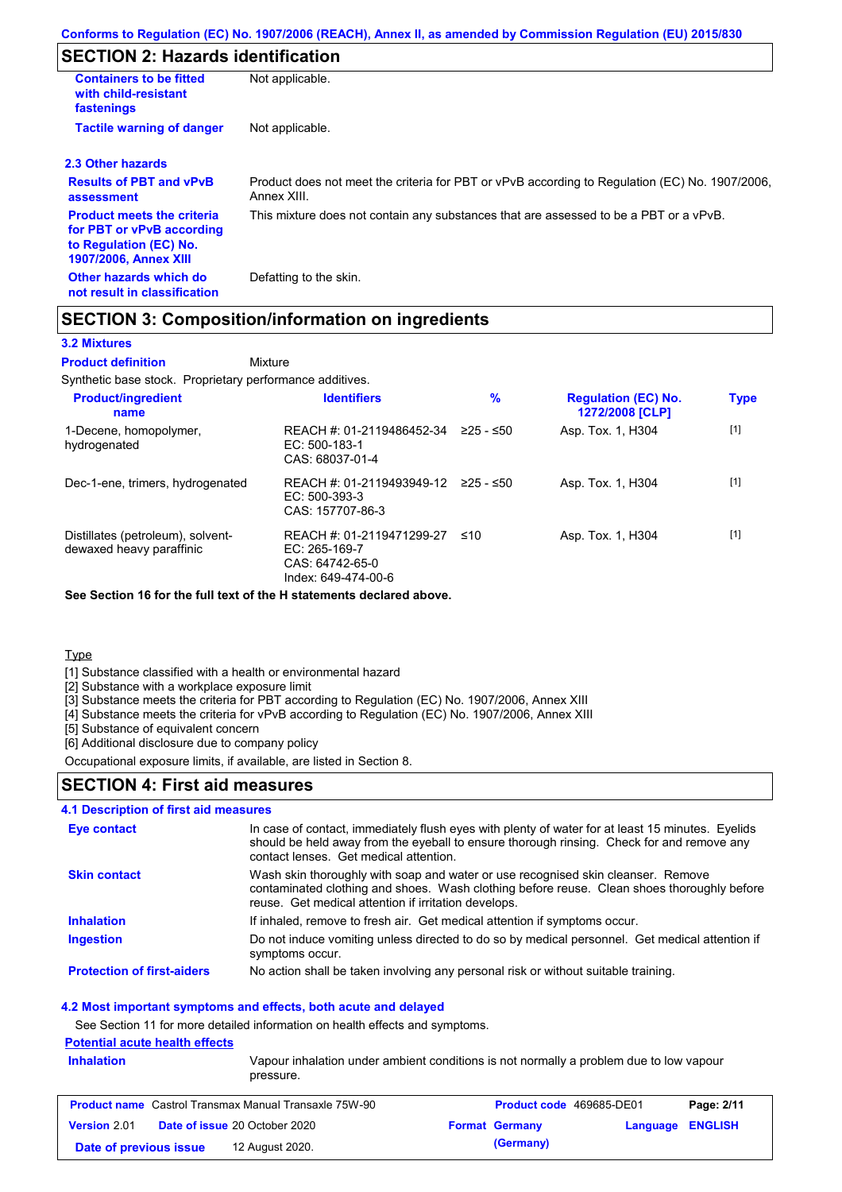## SECTION 2: Hazards identification

| | |
|---|---|
| **Containers to be fitted with child-resistant fastenings** | Not applicable. |
| **Tactile warning of danger** | Not applicable. |

### 2.3 Other hazards

| | |
|---|---|
| **Results of PBT and vPvB assessment** | Product does not meet the criteria for PBT or vPvB according to Regulation (EC) No. 1907/2006, Annex XIII. |
| **Product meets the criteria for PBT or vPvB according to Regulation (EC) No. 1907/2006, Annex XIII** | This mixture does not contain any substances that are assessed to be a PBT or a vPvB. |
| **Other hazards which do not result in classification** | Defatting to the skin. |

## SECTION 3: Composition/information on ingredients

### 3.2 Mixtures

**Product definition** Mixture

Synthetic base stock. Proprietary performance additives.

| Product/ingredient name | Identifiers | % | Regulation (EC) No. 1272/2008 [CLP] | Type |
|---|---|---|---|---|
| 1-Decene, homopolymer, hydrogenated | REACH #: 01-2119486452-34<br>EC: 500-183-1<br>CAS: 68037-01-4 | ≥25 - ≤50 | Asp. Tox. 1, H304 | [1] |
| Dec-1-ene, trimers, hydrogenated | REACH #: 01-2119493949-12<br>EC: 500-393-3<br>CAS: 157707-86-3 | ≥25 - ≤50 | Asp. Tox. 1, H304 | [1] |
| Distillates (petroleum), solvent-dewaxed heavy paraffinic | REACH #: 01-2119471299-27<br>EC: 265-169-7<br>CAS: 64742-65-0<br>Index: 649-474-00-6 | ≤10 | Asp. Tox. 1, H304 | [1] |

**See Section 16 for the full text of the H statements declared above.**

Type

[1] Substance classified with a health or environmental hazard
[2] Substance with a workplace exposure limit
[3] Substance meets the criteria for PBT according to Regulation (EC) No. 1907/2006, Annex XIII
[4] Substance meets the criteria for vPvB according to Regulation (EC) No. 1907/2006, Annex XIII
[5] Substance of equivalent concern
[6] Additional disclosure due to company policy

Occupational exposure limits, if available, are listed in Section 8.

## SECTION 4: First aid measures

### 4.1 Description of first aid measures

| | |
|---|---|
| **Eye contact** | In case of contact, immediately flush eyes with plenty of water for at least 15 minutes. Eyelids should be held away from the eyeball to ensure thorough rinsing. Check for and remove any contact lenses. Get medical attention. |
| **Skin contact** | Wash skin thoroughly with soap and water or use recognised skin cleanser. Remove contaminated clothing and shoes. Wash clothing before reuse. Clean shoes thoroughly before reuse. Get medical attention if irritation develops. |
| **Inhalation** | If inhaled, remove to fresh air. Get medical attention if symptoms occur. |
| **Ingestion** | Do not induce vomiting unless directed to do so by medical personnel. Get medical attention if symptoms occur. |
| **Protection of first-aiders** | No action shall be taken involving any personal risk or without suitable training. |

### 4.2 Most important symptoms and effects, both acute and delayed

See Section 11 for more detailed information on health effects and symptoms.

**Potential acute health effects**

| | |
|---|---|
| **Inhalation** | Vapour inhalation under ambient conditions is not normally a problem due to low vapour pressure. |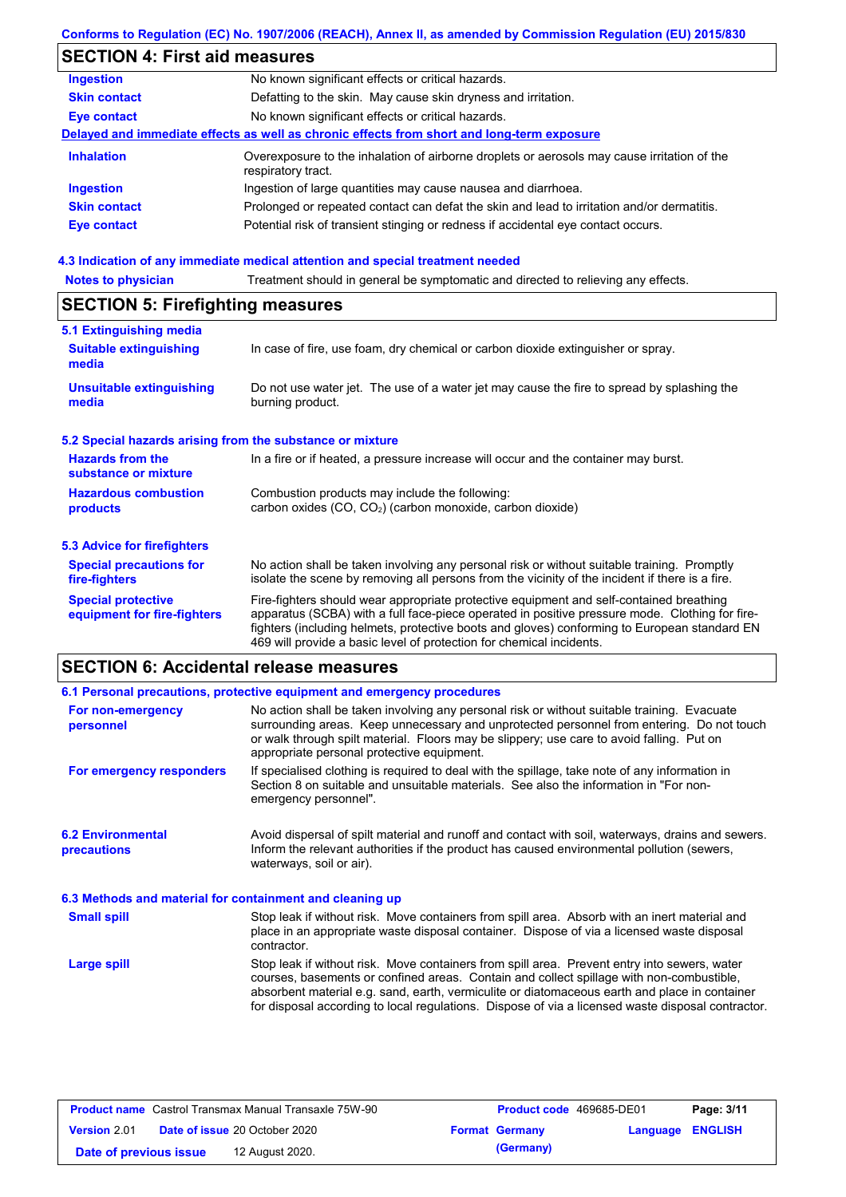## SECTION 4: First aid measures

| | |
|---|---|
| **Ingestion** | No known significant effects or critical hazards. |
| **Skin contact** | Defatting to the skin. May cause skin dryness and irritation. |
| **Eye contact** | No known significant effects or critical hazards. |

**Delayed and immediate effects as well as chronic effects from short and long-term exposure**

| | |
|---|---|
| **Inhalation** | Overexposure to the inhalation of airborne droplets or aerosols may cause irritation of the respiratory tract. |
| **Ingestion** | Ingestion of large quantities may cause nausea and diarrhoea. |
| **Skin contact** | Prolonged or repeated contact can defat the skin and lead to irritation and/or dermatitis. |
| **Eye contact** | Potential risk of transient stinging or redness if accidental eye contact occurs. |

### 4.3 Indication of any immediate medical attention and special treatment needed

| | |
|---|---|
| **Notes to physician** | Treatment should in general be symptomatic and directed to relieving any effects. |

## SECTION 5: Firefighting measures

### 5.1 Extinguishing media

| | |
|---|---|
| **Suitable extinguishing media** | In case of fire, use foam, dry chemical or carbon dioxide extinguisher or spray. |
| **Unsuitable extinguishing media** | Do not use water jet. The use of a water jet may cause the fire to spread by splashing the burning product. |

### 5.2 Special hazards arising from the substance or mixture

| | |
|---|---|
| **Hazards from the substance or mixture** | In a fire or if heated, a pressure increase will occur and the container may burst. |
| **Hazardous combustion products** | Combustion products may include the following: carbon oxides (CO, $CO_2$) (carbon monoxide, carbon dioxide) |

### 5.3 Advice for firefighters

| | |
|---|---|
| **Special precautions for fire-fighters** | No action shall be taken involving any personal risk or without suitable training. Promptly isolate the scene by removing all persons from the vicinity of the incident if there is a fire. |
| **Special protective equipment for fire-fighters** | Fire-fighters should wear appropriate protective equipment and self-contained breathing apparatus (SCBA) with a full face-piece operated in positive pressure mode. Clothing for fire-fighters (including helmets, protective boots and gloves) conforming to European standard EN 469 will provide a basic level of protection for chemical incidents. |

## SECTION 6: Accidental release measures

### 6.1 Personal precautions, protective equipment and emergency procedures

| | |
|---|---|
| **For non-emergency personnel** | No action shall be taken involving any personal risk or without suitable training. Evacuate surrounding areas. Keep unnecessary and unprotected personnel from entering. Do not touch or walk through spilt material. Floors may be slippery; use care to avoid falling. Put on appropriate personal protective equipment. |
| **For emergency responders** | If specialised clothing is required to deal with the spillage, take note of any information in Section 8 on suitable and unsuitable materials. See also the information in "For non-emergency personnel". |

| | |
|---|---|
| **6.2 Environmental precautions** | Avoid dispersal of spilt material and runoff and contact with soil, waterways, drains and sewers. Inform the relevant authorities if the product has caused environmental pollution (sewers, waterways, soil or air). |

### 6.3 Methods and material for containment and cleaning up

| | |
|---|---|
| **Small spill** | Stop leak if without risk. Move containers from spill area. Absorb with an inert material and place in an appropriate waste disposal container. Dispose of via a licensed waste disposal contractor. |
| **Large spill** | Stop leak if without risk. Move containers from spill area. Prevent entry into sewers, water courses, basements or confined areas. Contain and collect spillage with non-combustible, absorbent material e.g. sand, earth, vermiculite or diatomaceous earth and place in container for disposal according to local regulations. Dispose of via a licensed waste disposal contractor. |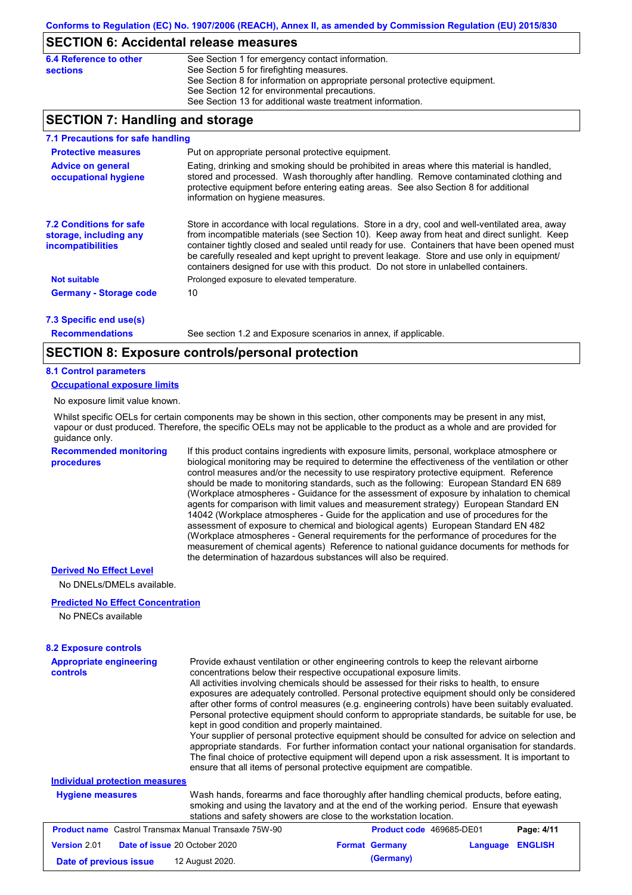## SECTION 6: Accidental release measures

**6.4 Reference to other sections**

See Section 1 for emergency contact information.
See Section 5 for firefighting measures.
See Section 8 for information on appropriate personal protective equipment.
See Section 12 for environmental precautions.
See Section 13 for additional waste treatment information.

## SECTION 7: Handling and storage

### 7.1 Precautions for safe handling

**Protective measures**

Put on appropriate personal protective equipment.

**Advice on general occupational hygiene**

Eating, drinking and smoking should be prohibited in areas where this material is handled, stored and processed. Wash thoroughly after handling. Remove contaminated clothing and protective equipment before entering eating areas. See also Section 8 for additional information on hygiene measures.

### 7.2 Conditions for safe storage, including any incompatibilities

Store in accordance with local regulations. Store in a dry, cool and well-ventilated area, away from incompatible materials (see Section 10). Keep away from heat and direct sunlight. Keep container tightly closed and sealed until ready for use. Containers that have been opened must be carefully resealed and kept upright to prevent leakage. Store and use only in equipment/ containers designed for use with this product. Do not store in unlabelled containers.

**Not suitable**

Prolonged exposure to elevated temperature.

**Germany - Storage code**

10

### 7.3 Specific end use(s)

**Recommendations**

See section 1.2 and Exposure scenarios in annex, if applicable.

## SECTION 8: Exposure controls/personal protection

### 8.1 Control parameters

**Occupational exposure limits**

No exposure limit value known.

Whilst specific OELs for certain components may be shown in this section, other components may be present in any mist, vapour or dust produced. Therefore, the specific OELs may not be applicable to the product as a whole and are provided for guidance only.

**Recommended monitoring procedures**

If this product contains ingredients with exposure limits, personal, workplace atmosphere or biological monitoring may be required to determine the effectiveness of the ventilation or other control measures and/or the necessity to use respiratory protective equipment. Reference should be made to monitoring standards, such as the following: European Standard EN 689 (Workplace atmospheres - Guidance for the assessment of exposure by inhalation to chemical agents for comparison with limit values and measurement strategy) European Standard EN 14042 (Workplace atmospheres - Guide for the application and use of procedures for the assessment of exposure to chemical and biological agents) European Standard EN 482 (Workplace atmospheres - General requirements for the performance of procedures for the measurement of chemical agents) Reference to national guidance documents for methods for the determination of hazardous substances will also be required.

**Derived No Effect Level**

No DNELs/DMELs available.

**Predicted No Effect Concentration**

No PNECs available

### 8.2 Exposure controls

**Appropriate engineering controls**

Provide exhaust ventilation or other engineering controls to keep the relevant airborne concentrations below their respective occupational exposure limits.
All activities involving chemicals should be assessed for their risks to health, to ensure exposures are adequately controlled. Personal protective equipment should only be considered after other forms of control measures (e.g. engineering controls) have been suitably evaluated. Personal protective equipment should conform to appropriate standards, be suitable for use, be kept in good condition and properly maintained.
Your supplier of personal protective equipment should be consulted for advice on selection and appropriate standards. For further information contact your national organisation for standards.
The final choice of protective equipment will depend upon a risk assessment. It is important to ensure that all items of personal protective equipment are compatible.

**Individual protection measures**

**Hygiene measures**

Wash hands, forearms and face thoroughly after handling chemical products, before eating, smoking and using the lavatory and at the end of the working period. Ensure that eyewash stations and safety showers are close to the workstation location.

| Product name Castrol Transmax Manual Transaxle 75W-90 | Product code 469685-DE01 | Page: 4/11 |
|---|---|---|
| Version 2.01 Date of issue 20 October 2020 | Format Germany | Language ENGLISH |
| Date of previous issue 12 August 2020. | (Germany) | |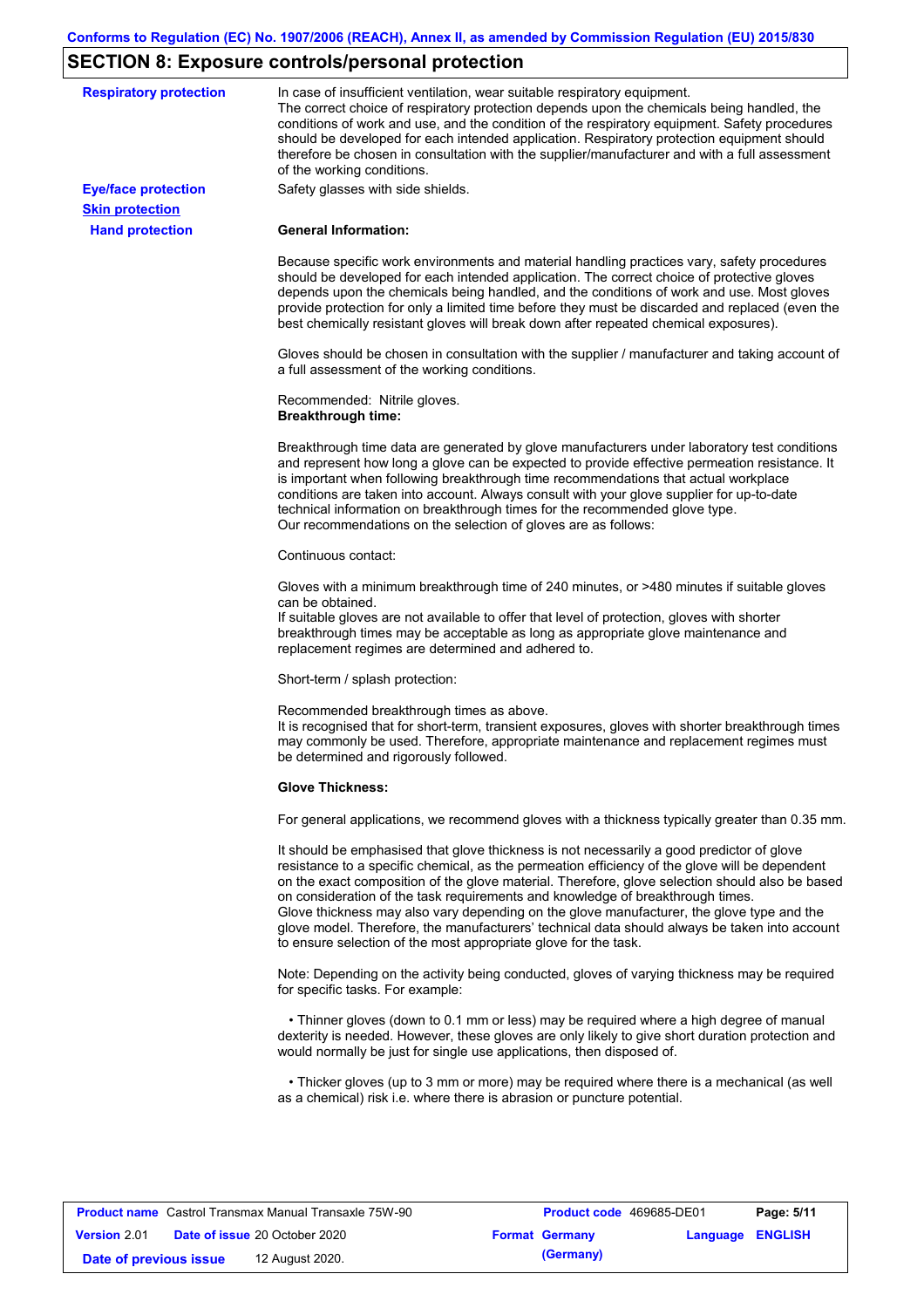## SECTION 8: Exposure controls/personal protection

**Respiratory protection**

In case of insufficient ventilation, wear suitable respiratory equipment.
The correct choice of respiratory protection depends upon the chemicals being handled, the conditions of work and use, and the condition of the respiratory equipment. Safety procedures should be developed for each intended application. Respiratory protection equipment should therefore be chosen in consultation with the supplier/manufacturer and with a full assessment of the working conditions.

**Eye/face protection**

Safety glasses with side shields.

**Skin protection**

**Hand protection**

**General Information:**

Because specific work environments and material handling practices vary, safety procedures should be developed for each intended application. The correct choice of protective gloves depends upon the chemicals being handled, and the conditions of work and use. Most gloves provide protection for only a limited time before they must be discarded and replaced (even the best chemically resistant gloves will break down after repeated chemical exposures).

Gloves should be chosen in consultation with the supplier / manufacturer and taking account of a full assessment of the working conditions.

Recommended: Nitrile gloves.
**Breakthrough time:**

Breakthrough time data are generated by glove manufacturers under laboratory test conditions and represent how long a glove can be expected to provide effective permeation resistance. It is important when following breakthrough time recommendations that actual workplace conditions are taken into account. Always consult with your glove supplier for up-to-date technical information on breakthrough times for the recommended glove type.
Our recommendations on the selection of gloves are as follows:

Continuous contact:

Gloves with a minimum breakthrough time of 240 minutes, or >480 minutes if suitable gloves can be obtained.
If suitable gloves are not available to offer that level of protection, gloves with shorter breakthrough times may be acceptable as long as appropriate glove maintenance and replacement regimes are determined and adhered to.

Short-term / splash protection:

Recommended breakthrough times as above.
It is recognised that for short-term, transient exposures, gloves with shorter breakthrough times may commonly be used. Therefore, appropriate maintenance and replacement regimes must be determined and rigorously followed.

**Glove Thickness:**

For general applications, we recommend gloves with a thickness typically greater than 0.35 mm.

It should be emphasised that glove thickness is not necessarily a good predictor of glove resistance to a specific chemical, as the permeation efficiency of the glove will be dependent on the exact composition of the glove material. Therefore, glove selection should also be based on consideration of the task requirements and knowledge of breakthrough times.
Glove thickness may also vary depending on the glove manufacturer, the glove type and the glove model. Therefore, the manufacturers' technical data should always be taken into account to ensure selection of the most appropriate glove for the task.

Note: Depending on the activity being conducted, gloves of varying thickness may be required for specific tasks. For example:

- Thinner gloves (down to 0.1 mm or less) may be required where a high degree of manual dexterity is needed. However, these gloves are only likely to give short duration protection and would normally be just for single use applications, then disposed of.

- Thicker gloves (up to 3 mm or more) may be required where there is a mechanical (as well as a chemical) risk i.e. where there is abrasion or puncture potential.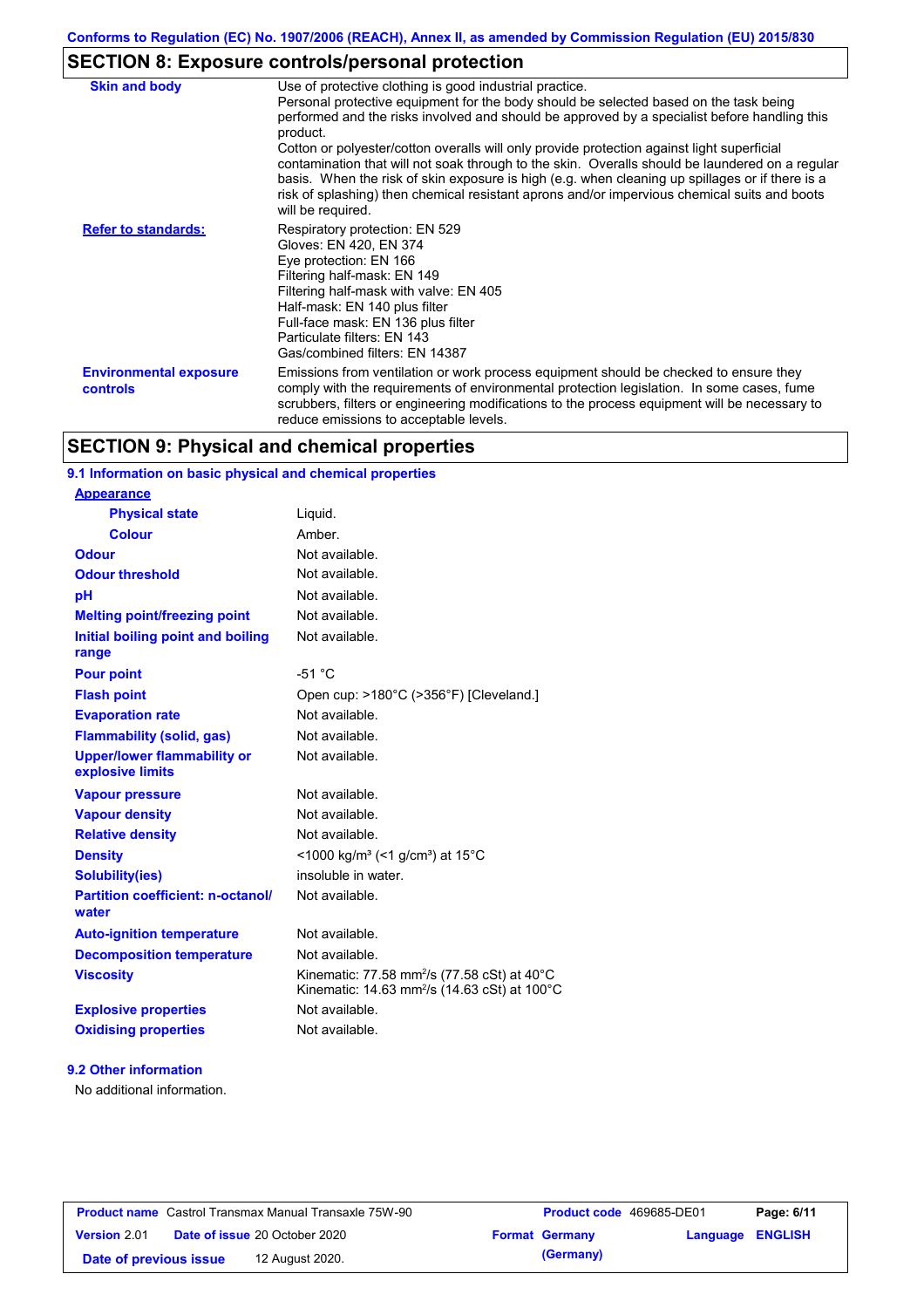## SECTION 8: Exposure controls/personal protection

| | |
|---|---|
| **Skin and body** | Use of protective clothing is good industrial practice.<br>Personal protective equipment for the body should be selected based on the task being performed and the risks involved and should be approved by a specialist before handling this product.<br>Cotton or polyester/cotton overalls will only provide protection against light superficial contamination that will not soak through to the skin. Overalls should be laundered on a regular basis. When the risk of skin exposure is high (e.g. when cleaning up spillages or if there is a risk of splashing) then chemical resistant aprons and/or impervious chemical suits and boots will be required. |
| **Refer to standards:** | Respiratory protection: EN 529<br>Gloves: EN 420, EN 374<br>Eye protection: EN 166<br>Filtering half-mask: EN 149<br>Filtering half-mask with valve: EN 405<br>Half-mask: EN 140 plus filter<br>Full-face mask: EN 136 plus filter<br>Particulate filters: EN 143<br>Gas/combined filters: EN 14387 |
| **Environmental exposure controls** | Emissions from ventilation or work process equipment should be checked to ensure they comply with the requirements of environmental protection legislation. In some cases, fume scrubbers, filters or engineering modifications to the process equipment will be necessary to reduce emissions to acceptable levels. |

## SECTION 9: Physical and chemical properties

### 9.1 Information on basic physical and chemical properties

| | |
|---|---|
| **Appearance** | |
| **Physical state** | Liquid. |
| **Colour** | Amber. |
| **Odour** | Not available. |
| **Odour threshold** | Not available. |
| **pH** | Not available. |
| **Melting point/freezing point** | Not available. |
| **Initial boiling point and boiling range** | Not available. |
| **Pour point** | -51 °C |
| **Flash point** | Open cup: >180°C (>356°F) [Cleveland.] |
| **Evaporation rate** | Not available. |
| **Flammability (solid, gas)** | Not available. |
| **Upper/lower flammability or explosive limits** | Not available. |
| **Vapour pressure** | Not available. |
| **Vapour density** | Not available. |
| **Relative density** | Not available. |
| **Density** | <1000 kg/m³ (<1 g/cm³) at 15°C |
| **Solubility(ies)** | insoluble in water. |
| **Partition coefficient: n-octanol/water** | Not available. |
| **Auto-ignition temperature** | Not available. |
| **Decomposition temperature** | Not available. |
| **Viscosity** | Kinematic: 77.58 mm²/s (77.58 cSt) at 40°C<br>Kinematic: 14.63 mm²/s (14.63 cSt) at 100°C |
| **Explosive properties** | Not available. |
| **Oxidising properties** | Not available. |

### 9.2 Other information

No additional information.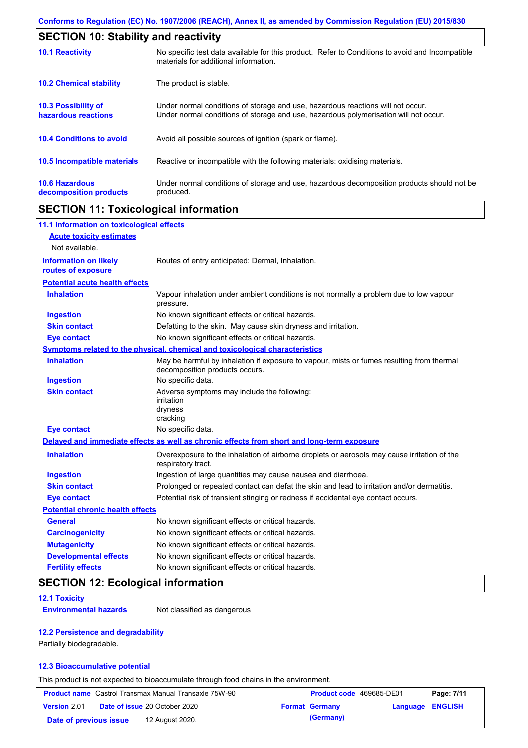## SECTION 10: Stability and reactivity

| | |
|---|---|
| **10.1 Reactivity** | No specific test data available for this product. Refer to Conditions to avoid and Incompatible materials for additional information. |
| **10.2 Chemical stability** | The product is stable. |
| **10.3 Possibility of hazardous reactions** | Under normal conditions of storage and use, hazardous reactions will not occur. Under normal conditions of storage and use, hazardous polymerisation will not occur. |
| **10.4 Conditions to avoid** | Avoid all possible sources of ignition (spark or flame). |
| **10.5 Incompatible materials** | Reactive or incompatible with the following materials: oxidising materials. |
| **10.6 Hazardous decomposition products** | Under normal conditions of storage and use, hazardous decomposition products should not be produced. |

## SECTION 11: Toxicological information

### 11.1 Information on toxicological effects

**Acute toxicity estimates**

Not available.

| | |
|---|---|
| **Information on likely routes of exposure** | Routes of entry anticipated: Dermal, Inhalation. |

**Potential acute health effects**

| | |
|---|---|
| **Inhalation** | Vapour inhalation under ambient conditions is not normally a problem due to low vapour pressure. |
| **Ingestion** | No known significant effects or critical hazards. |
| **Skin contact** | Defatting to the skin. May cause skin dryness and irritation. |
| **Eye contact** | No known significant effects or critical hazards. |

**Symptoms related to the physical, chemical and toxicological characteristics**

| | |
|---|---|
| **Inhalation** | May be harmful by inhalation if exposure to vapour, mists or fumes resulting from thermal decomposition products occurs. |
| **Ingestion** | No specific data. |
| **Skin contact** | Adverse symptoms may include the following:<br>irritation<br>dryness<br>cracking |
| **Eye contact** | No specific data. |

**Delayed and immediate effects as well as chronic effects from short and long-term exposure**

| | |
|---|---|
| **Inhalation** | Overexposure to the inhalation of airborne droplets or aerosols may cause irritation of the respiratory tract. |
| **Ingestion** | Ingestion of large quantities may cause nausea and diarrhoea. |
| **Skin contact** | Prolonged or repeated contact can defat the skin and lead to irritation and/or dermatitis. |
| **Eye contact** | Potential risk of transient stinging or redness if accidental eye contact occurs. |

**Potential chronic health effects**

| | |
|---|---|
| **General** | No known significant effects or critical hazards. |
| **Carcinogenicity** | No known significant effects or critical hazards. |
| **Mutagenicity** | No known significant effects or critical hazards. |
| **Developmental effects** | No known significant effects or critical hazards. |
| **Fertility effects** | No known significant effects or critical hazards. |

## SECTION 12: Ecological information

### 12.1 Toxicity

| | |
|---|---|
| **Environmental hazards** | Not classified as dangerous |

### 12.2 Persistence and degradability

Partially biodegradable.

### 12.3 Bioaccumulative potential

This product is not expected to bioaccumulate through food chains in the environment.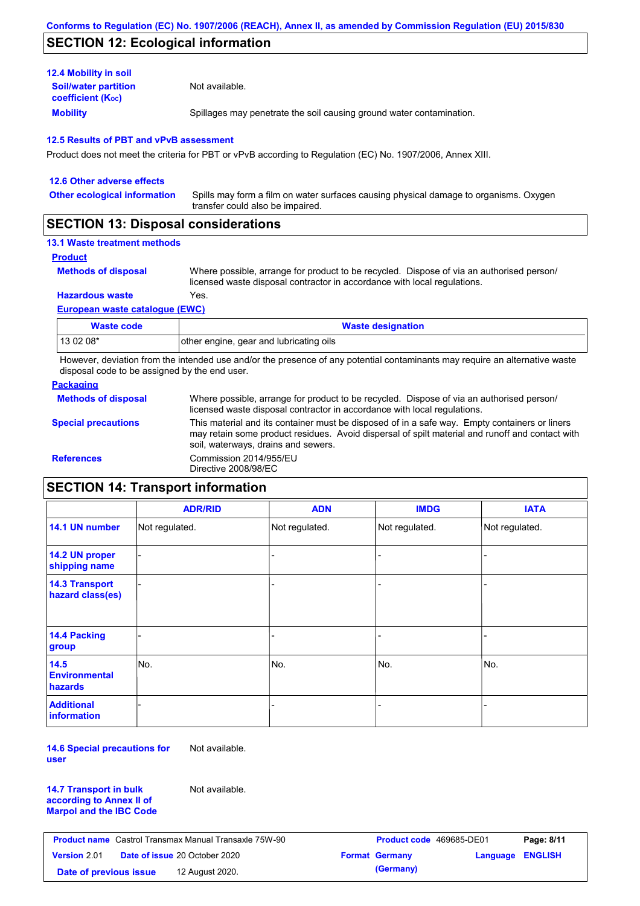## SECTION 12: Ecological information

### 12.4 Mobility in soil

**Soil/water partition coefficient ($K_{OC}$)**: Not available.

**Mobility**: Spillages may penetrate the soil causing ground water contamination.

### 12.5 Results of PBT and vPvB assessment

Product does not meet the criteria for PBT or vPvB according to Regulation (EC) No. 1907/2006, Annex XIII.

### 12.6 Other adverse effects

**Other ecological information**: Spills may form a film on water surfaces causing physical damage to organisms. Oxygen transfer could also be impaired.

## SECTION 13: Disposal considerations

### 13.1 Waste treatment methods

**Product**

**Methods of disposal**: Where possible, arrange for product to be recycled. Dispose of via an authorised person/ licensed waste disposal contractor in accordance with local regulations.

**Hazardous waste**: Yes.

**European waste catalogue (EWC)**

| Waste code | Waste designation |
|---|---|
| 13 02 08* | other engine, gear and lubricating oils |

However, deviation from the intended use and/or the presence of any potential contaminants may require an alternative waste disposal code to be assigned by the end user.

**Packaging**

**Methods of disposal**: Where possible, arrange for product to be recycled. Dispose of via an authorised person/ licensed waste disposal contractor in accordance with local regulations.

**Special precautions**: This material and its container must be disposed of in a safe way. Empty containers or liners may retain some product residues. Avoid dispersal of spilt material and runoff and contact with soil, waterways, drains and sewers.

**References**: Commission 2014/955/EU
Directive 2008/98/EC

## SECTION 14: Transport information

| | ADR/RID | ADN | IMDG | IATA |
|---|---|---|---|---|
| 14.1 UN number | Not regulated. | Not regulated. | Not regulated. | Not regulated. |
| 14.2 UN proper shipping name | - | - | - | - |
| 14.3 Transport hazard class(es) | - | - | - | - |
| 14.4 Packing group | - | - | - | - |
| 14.5 Environmental hazards | No. | No. | No. | No. |
| Additional information | - | - | - | - |

**14.6 Special precautions for user**: Not available.

**14.7 Transport in bulk according to Annex II of Marpol and the IBC Code**: Not available.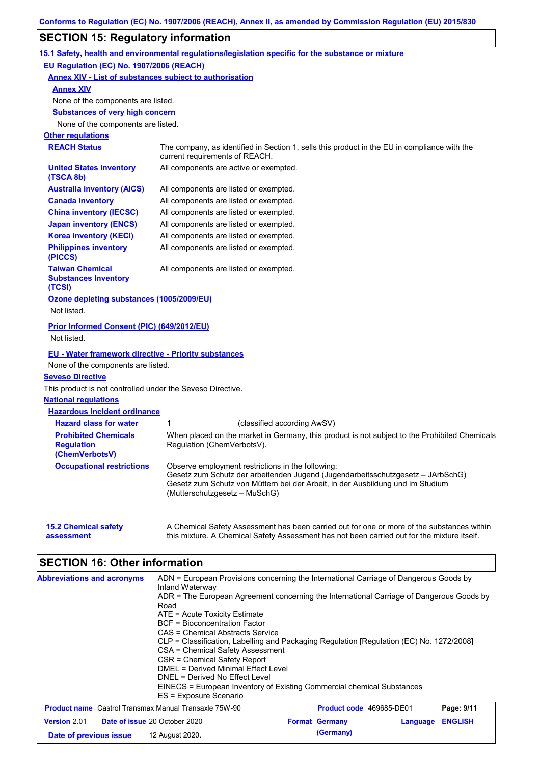## SECTION 15: Regulatory information

### 15.1 Safety, health and environmental regulations/legislation specific for the substance or mixture

**EU Regulation (EC) No. 1907/2006 (REACH)**

**Annex XIV - List of substances subject to authorisation**

**Annex XIV**

None of the components are listed.

**Substances of very high concern**

None of the components are listed.

**Other regulations**

| | |
|---|---|
| **REACH Status** | The company, as identified in Section 1, sells this product in the EU in compliance with the current requirements of REACH. |
| **United States inventory (TSCA 8b)** | All components are active or exempted. |
| **Australia inventory (AICS)** | All components are listed or exempted. |
| **Canada inventory** | All components are listed or exempted. |
| **China inventory (IECSC)** | All components are listed or exempted. |
| **Japan inventory (ENCS)** | All components are listed or exempted. |
| **Korea inventory (KECI)** | All components are listed or exempted. |
| **Philippines inventory (PICCS)** | All components are listed or exempted. |
| **Taiwan Chemical Substances Inventory (TCSI)** | All components are listed or exempted. |

**Ozone depleting substances (1005/2009/EU)**

Not listed.

**Prior Informed Consent (PIC) (649/2012/EU)**

Not listed.

**EU - Water framework directive - Priority substances**

None of the components are listed.

**Seveso Directive**

This product is not controlled under the Seveso Directive.

**National regulations**

**Hazardous incident ordinance**

| | |
|---|---|
| **Hazard class for water** | 1 (classified according AwSV) |
| **Prohibited Chemicals Regulation (ChemVerbotsV)** | When placed on the market in Germany, this product is not subject to the Prohibited Chemicals Regulation (ChemVerbotsV). |
| **Occupational restrictions** | Observe employment restrictions in the following:<br>Gesetz zum Schutz der arbeitenden Jugend (Jugendarbeitsschutzgesetz – JArbSchG)<br>Gesetz zum Schutz von Müttern bei der Arbeit, in der Ausbildung und im Studium (Mutterschutzgesetz – MuSchG) |

**15.2 Chemical safety assessment**: A Chemical Safety Assessment has been carried out for one or more of the substances within this mixture. A Chemical Safety Assessment has not been carried out for the mixture itself.

## SECTION 16: Other information

**Abbreviations and acronyms**

ADN = European Provisions concerning the International Carriage of Dangerous Goods by Inland Waterway
ADR = The European Agreement concerning the International Carriage of Dangerous Goods by Road
ATE = Acute Toxicity Estimate
BCF = Bioconcentration Factor
CAS = Chemical Abstracts Service
CLP = Classification, Labelling and Packaging Regulation [Regulation (EC) No. 1272/2008]
CSA = Chemical Safety Assessment
CSR = Chemical Safety Report
DMEL = Derived Minimal Effect Level
DNEL = Derived No Effect Level
EINECS = European Inventory of Existing Commercial chemical Substances
ES = Exposure Scenario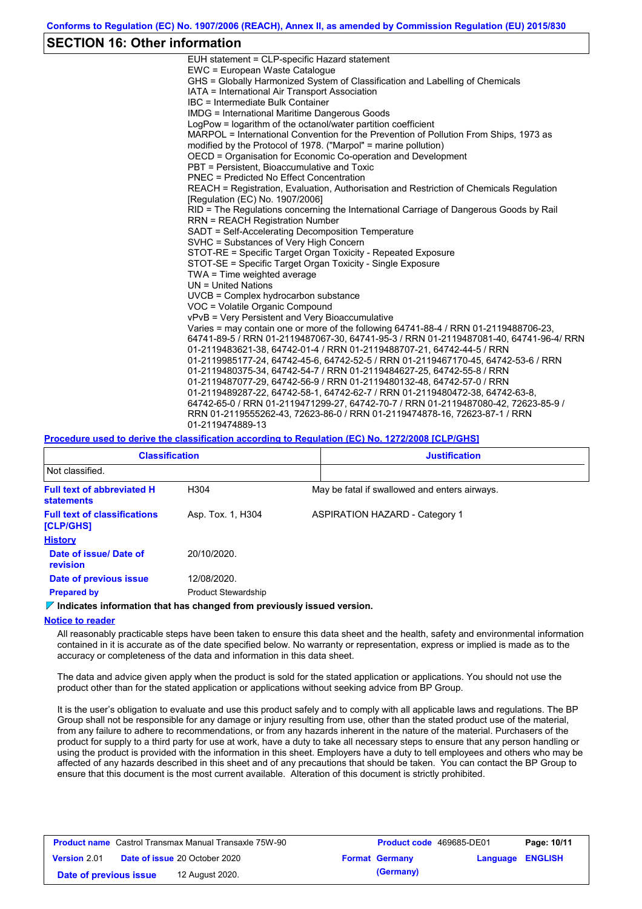## SECTION 16: Other information

EUH statement = CLP-specific Hazard statement
EWC = European Waste Catalogue
GHS = Globally Harmonized System of Classification and Labelling of Chemicals
IATA = International Air Transport Association
IBC = Intermediate Bulk Container
IMDG = International Maritime Dangerous Goods
LogPow = logarithm of the octanol/water partition coefficient
MARPOL = International Convention for the Prevention of Pollution From Ships, 1973 as modified by the Protocol of 1978. ("Marpol" = marine pollution)
OECD = Organisation for Economic Co-operation and Development
PBT = Persistent, Bioaccumulative and Toxic
PNEC = Predicted No Effect Concentration
REACH = Registration, Evaluation, Authorisation and Restriction of Chemicals Regulation [Regulation (EC) No. 1907/2006]
RID = The Regulations concerning the International Carriage of Dangerous Goods by Rail
RRN = REACH Registration Number
SADT = Self-Accelerating Decomposition Temperature
SVHC = Substances of Very High Concern
STOT-RE = Specific Target Organ Toxicity - Repeated Exposure
STOT-SE = Specific Target Organ Toxicity - Single Exposure
TWA = Time weighted average
UN = United Nations
UVCB = Complex hydrocarbon substance
VOC = Volatile Organic Compound
vPvB = Very Persistent and Very Bioaccumulative
Varies = may contain one or more of the following 64741-88-4 / RRN 01-2119488706-23, 64741-89-5 / RRN 01-2119487067-30, 64741-95-3 / RRN 01-2119487081-40, 64741-96-4/ RRN 01-2119483621-38, 64742-01-4 / RRN 01-2119488707-21, 64742-44-5 / RRN 01-2119985177-24, 64742-45-6, 64742-52-5 / RRN 01-2119467170-45, 64742-53-6 / RRN 01-2119480375-34, 64742-54-7 / RRN 01-2119484627-25, 64742-55-8 / RRN 01-2119487077-29, 64742-56-9 / RRN 01-2119480132-48, 64742-57-0 / RRN 01-2119489287-22, 64742-58-1, 64742-62-7 / RRN 01-2119480472-38, 64742-63-8, 64742-65-0 / RRN 01-2119471299-27, 64742-70-7 / RRN 01-2119487080-42, 72623-85-9 / RRN 01-2119555262-43, 72623-86-0 / RRN 01-2119474878-16, 72623-87-1 / RRN 01-2119474889-13

**Procedure used to derive the classification according to Regulation (EC) No. 1272/2008 [CLP/GHS]**

| Classification | Justification |
|---|---|
| Not classified. | |

| | | |
|---|---|---|
| **Full text of abbreviated H statements** | H304 | May be fatal if swallowed and enters airways. |
| **Full text of classifications [CLP/GHS]** | Asp. Tox. 1, H304 | ASPIRATION HAZARD - Category 1 |

**History**

| | |
|---|---|
| **Date of issue/ Date of revision** | 20/10/2020. |
| **Date of previous issue** | 12/08/2020. |
| **Prepared by** | Product Stewardship |

**Indicates information that has changed from previously issued version.**

**Notice to reader**

All reasonably practicable steps have been taken to ensure this data sheet and the health, safety and environmental information contained in it is accurate as of the date specified below. No warranty or representation, express or implied is made as to the accuracy or completeness of the data and information in this data sheet.

The data and advice given apply when the product is sold for the stated application or applications. You should not use the product other than for the stated application or applications without seeking advice from BP Group.

It is the user's obligation to evaluate and use this product safely and to comply with all applicable laws and regulations. The BP Group shall not be responsible for any damage or injury resulting from use, other than the stated product use of the material, from any failure to adhere to recommendations, or from any hazards inherent in the nature of the material. Purchasers of the product for supply to a third party for use at work, have a duty to take all necessary steps to ensure that any person handling or using the product is provided with the information in this sheet. Employers have a duty to tell employees and others who may be affected of any hazards described in this sheet and of any precautions that should be taken. You can contact the BP Group to ensure that this document is the most current available. Alteration of this document is strictly prohibited.